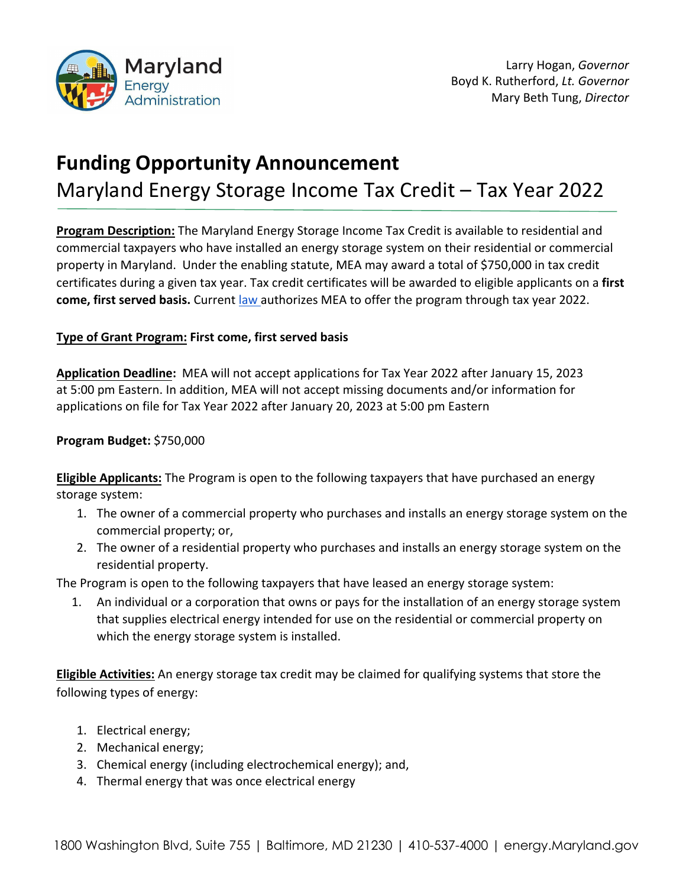Maryland Energy Administration

Larry Hogan, *Governor*
Boyd K. Rutherford, *Lt. Governor*
Mary Beth Tung, *Director*

# Funding Opportunity Announcement

## Maryland Energy Storage Income Tax Credit – Tax Year 2022

**Program Description:** The Maryland Energy Storage Income Tax Credit is available to residential and commercial taxpayers who have installed an energy storage system on their residential or commercial property in Maryland. Under the enabling statute, MEA may award a total of $750,000 in tax credit certificates during a given tax year. Tax credit certificates will be awarded to eligible applicants on a **first come, first served basis.** Current law authorizes MEA to offer the program through tax year 2022.

**Type of Grant Program:** **First come, first served basis**

**Application Deadline:** MEA will not accept applications for Tax Year 2022 after January 15, 2023 at 5:00 pm Eastern. In addition, MEA will not accept missing documents and/or information for applications on file for Tax Year 2022 after January 20, 2023 at 5:00 pm Eastern

**Program Budget:** $750,000

**Eligible Applicants:** The Program is open to the following taxpayers that have purchased an energy storage system:

1. The owner of a commercial property who purchases and installs an energy storage system on the commercial property; or,
2. The owner of a residential property who purchases and installs an energy storage system on the residential property.

The Program is open to the following taxpayers that have leased an energy storage system:

1. An individual or a corporation that owns or pays for the installation of an energy storage system that supplies electrical energy intended for use on the residential or commercial property on which the energy storage system is installed.

**Eligible Activities:** An energy storage tax credit may be claimed for qualifying systems that store the following types of energy:

1. Electrical energy;
2. Mechanical energy;
3. Chemical energy (including electrochemical energy); and,
4. Thermal energy that was once electrical energy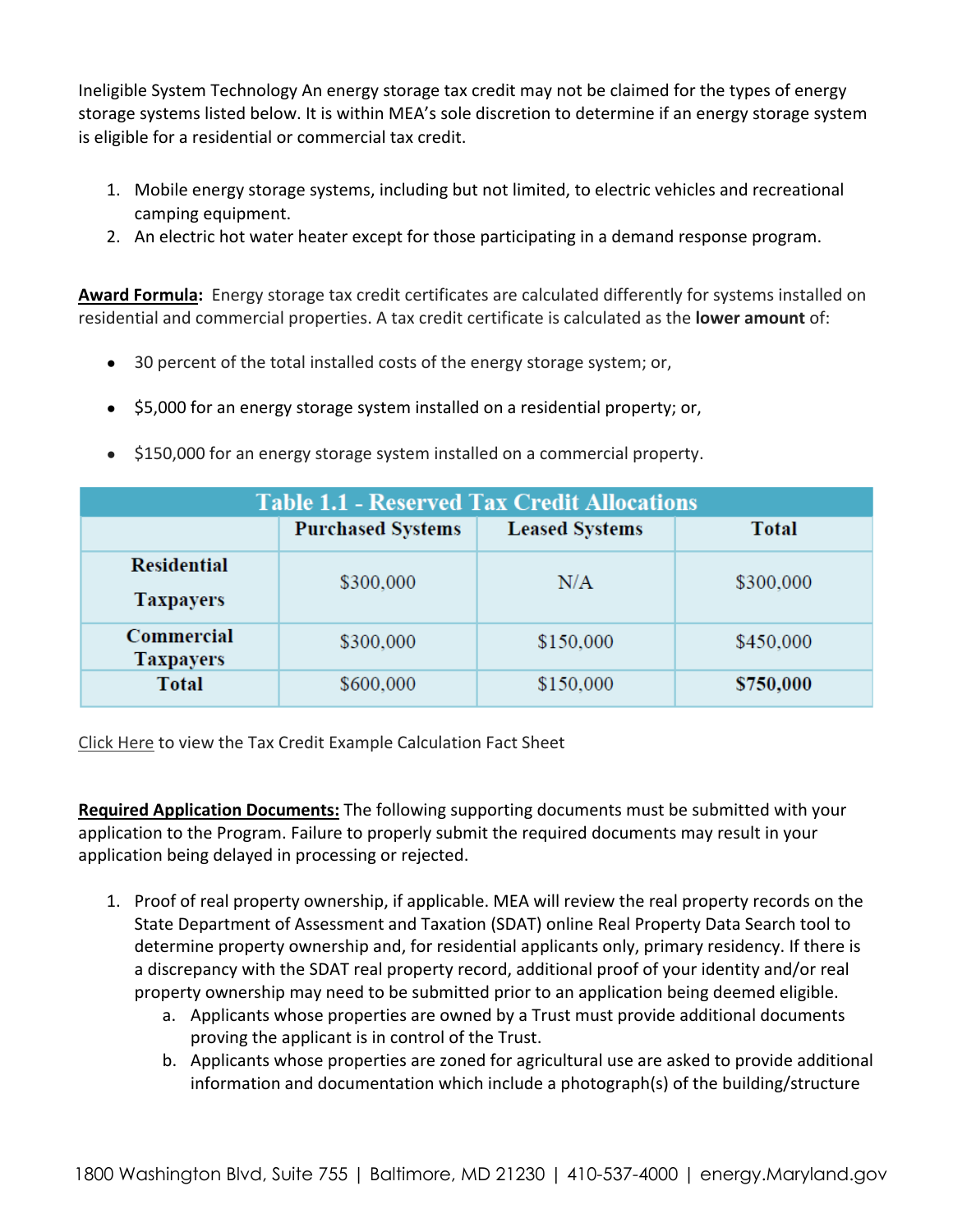Ineligible System Technology An energy storage tax credit may not be claimed for the types of energy storage systems listed below. It is within MEA's sole discretion to determine if an energy storage system is eligible for a residential or commercial tax credit.

1. Mobile energy storage systems, including but not limited, to electric vehicles and recreational camping equipment.
2. An electric hot water heater except for those participating in a demand response program.

**<u>Award Formula</u>:** Energy storage tax credit certificates are calculated differently for systems installed on residential and commercial properties. A tax credit certificate is calculated as the **lower amount** of:

- 30 percent of the total installed costs of the energy storage system; or,
- $5,000 for an energy storage system installed on a residential property; or,
- $150,000 for an energy storage system installed on a commercial property.

**Table 1.1 - Reserved Tax Credit Allocations**

| | Purchased Systems | Leased Systems | Total |
|---|---|---|---|
| **Residential Taxpayers** | $300,000 | N/A | $300,000 |
| **Commercial Taxpayers** | $300,000 | $150,000 | $450,000 |
| **Total** | $600,000 | $150,000 | **$750,000** |

<u>Click Here</u> to view the Tax Credit Example Calculation Fact Sheet

**<u>Required Application Documents:</u>** The following supporting documents must be submitted with your application to the Program. Failure to properly submit the required documents may result in your application being delayed in processing or rejected.

1. Proof of real property ownership, if applicable. MEA will review the real property records on the State Department of Assessment and Taxation (SDAT) online Real Property Data Search tool to determine property ownership and, for residential applicants only, primary residency. If there is a discrepancy with the SDAT real property record, additional proof of your identity and/or real property ownership may need to be submitted prior to an application being deemed eligible.
    a. Applicants whose properties are owned by a Trust must provide additional documents proving the applicant is in control of the Trust.
    b. Applicants whose properties are zoned for agricultural use are asked to provide additional information and documentation which include a photograph(s) of the building/structure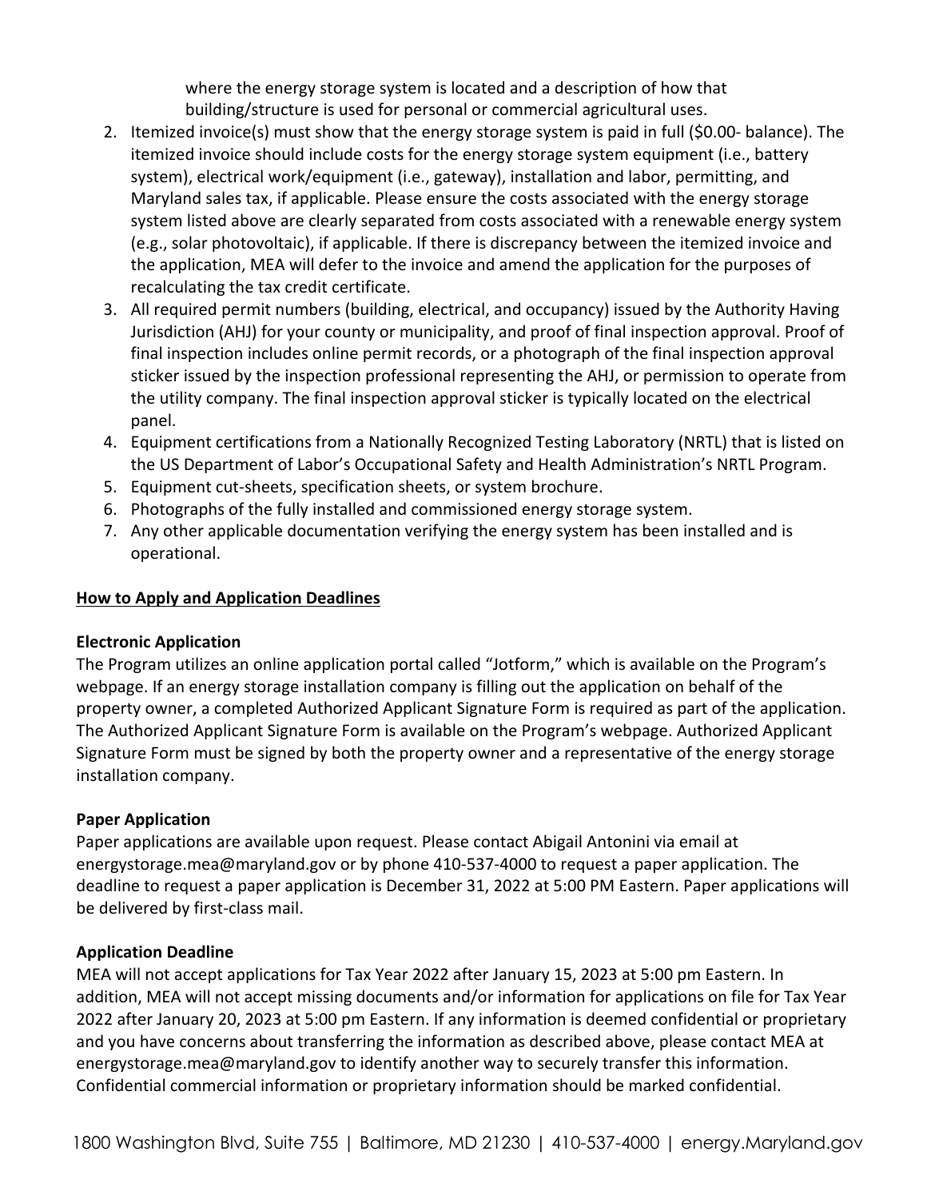where the energy storage system is located and a description of how that building/structure is used for personal or commercial agricultural uses.

2. Itemized invoice(s) must show that the energy storage system is paid in full ($0.00- balance). The itemized invoice should include costs for the energy storage system equipment (i.e., battery system), electrical work/equipment (i.e., gateway), installation and labor, permitting, and Maryland sales tax, if applicable. Please ensure the costs associated with the energy storage system listed above are clearly separated from costs associated with a renewable energy system (e.g., solar photovoltaic), if applicable. If there is discrepancy between the itemized invoice and the application, MEA will defer to the invoice and amend the application for the purposes of recalculating the tax credit certificate.
3. All required permit numbers (building, electrical, and occupancy) issued by the Authority Having Jurisdiction (AHJ) for your county or municipality, and proof of final inspection approval. Proof of final inspection includes online permit records, or a photograph of the final inspection approval sticker issued by the inspection professional representing the AHJ, or permission to operate from the utility company. The final inspection approval sticker is typically located on the electrical panel.
4. Equipment certifications from a Nationally Recognized Testing Laboratory (NRTL) that is listed on the US Department of Labor's Occupational Safety and Health Administration's NRTL Program.
5. Equipment cut-sheets, specification sheets, or system brochure.
6. Photographs of the fully installed and commissioned energy storage system.
7. Any other applicable documentation verifying the energy system has been installed and is operational.

## How to Apply and Application Deadlines

**Electronic Application**

The Program utilizes an online application portal called "Jotform," which is available on the Program's webpage. If an energy storage installation company is filling out the application on behalf of the property owner, a completed Authorized Applicant Signature Form is required as part of the application. The Authorized Applicant Signature Form is available on the Program's webpage. Authorized Applicant Signature Form must be signed by both the property owner and a representative of the energy storage installation company.

**Paper Application**

Paper applications are available upon request. Please contact Abigail Antonini via email at energystorage.mea@maryland.gov or by phone 410-537-4000 to request a paper application. The deadline to request a paper application is December 31, 2022 at 5:00 PM Eastern. Paper applications will be delivered by first-class mail.

**Application Deadline**

MEA will not accept applications for Tax Year 2022 after January 15, 2023 at 5:00 pm Eastern. In addition, MEA will not accept missing documents and/or information for applications on file for Tax Year 2022 after January 20, 2023 at 5:00 pm Eastern. If any information is deemed confidential or proprietary and you have concerns about transferring the information as described above, please contact MEA at energystorage.mea@maryland.gov to identify another way to securely transfer this information. Confidential commercial information or proprietary information should be marked confidential.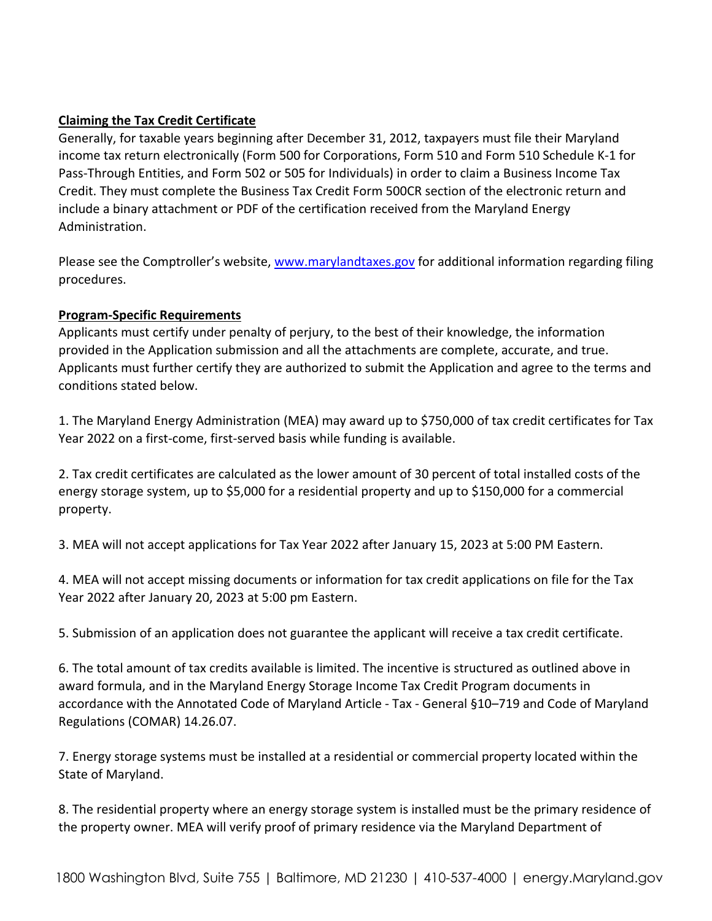**Claiming the Tax Credit Certificate**

Generally, for taxable years beginning after December 31, 2012, taxpayers must file their Maryland income tax return electronically (Form 500 for Corporations, Form 510 and Form 510 Schedule K-1 for Pass-Through Entities, and Form 502 or 505 for Individuals) in order to claim a Business Income Tax Credit. They must complete the Business Tax Credit Form 500CR section of the electronic return and include a binary attachment or PDF of the certification received from the Maryland Energy Administration.

Please see the Comptroller's website, [www.marylandtaxes.gov](www.marylandtaxes.gov) for additional information regarding filing procedures.

**Program-Specific Requirements**

Applicants must certify under penalty of perjury, to the best of their knowledge, the information provided in the Application submission and all the attachments are complete, accurate, and true. Applicants must further certify they are authorized to submit the Application and agree to the terms and conditions stated below.

1. The Maryland Energy Administration (MEA) may award up to $750,000 of tax credit certificates for Tax Year 2022 on a first-come, first-served basis while funding is available.

2. Tax credit certificates are calculated as the lower amount of 30 percent of total installed costs of the energy storage system, up to $5,000 for a residential property and up to $150,000 for a commercial property.

3. MEA will not accept applications for Tax Year 2022 after January 15, 2023 at 5:00 PM Eastern.

4. MEA will not accept missing documents or information for tax credit applications on file for the Tax Year 2022 after January 20, 2023 at 5:00 pm Eastern.

5. Submission of an application does not guarantee the applicant will receive a tax credit certificate.

6. The total amount of tax credits available is limited. The incentive is structured as outlined above in award formula, and in the Maryland Energy Storage Income Tax Credit Program documents in accordance with the Annotated Code of Maryland Article - Tax - General §10–719 and Code of Maryland Regulations (COMAR) 14.26.07.

7. Energy storage systems must be installed at a residential or commercial property located within the State of Maryland.

8. The residential property where an energy storage system is installed must be the primary residence of the property owner. MEA will verify proof of primary residence via the Maryland Department of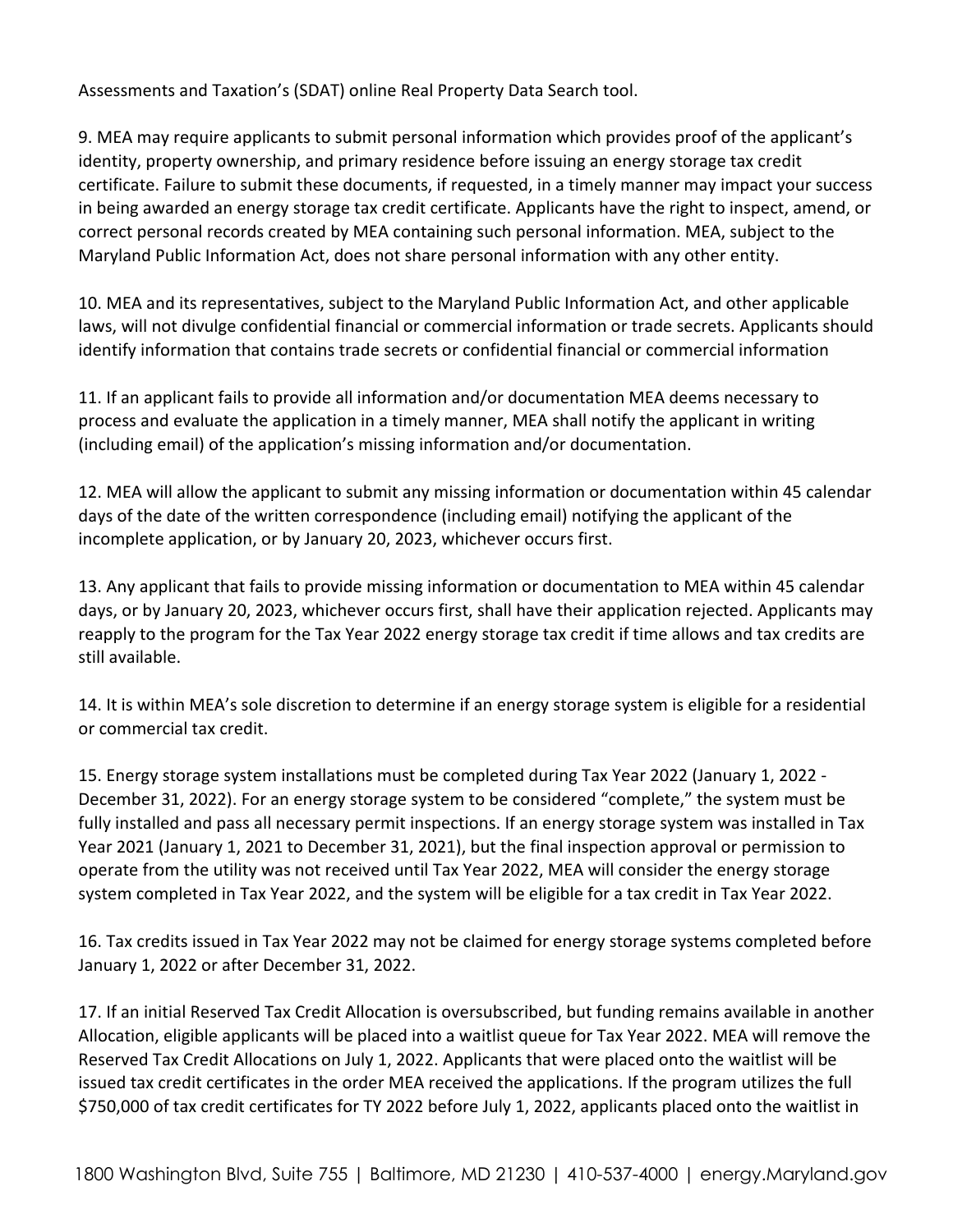Assessments and Taxation's (SDAT) online Real Property Data Search tool.

9. MEA may require applicants to submit personal information which provides proof of the applicant's identity, property ownership, and primary residence before issuing an energy storage tax credit certificate. Failure to submit these documents, if requested, in a timely manner may impact your success in being awarded an energy storage tax credit certificate. Applicants have the right to inspect, amend, or correct personal records created by MEA containing such personal information. MEA, subject to the Maryland Public Information Act, does not share personal information with any other entity.

10. MEA and its representatives, subject to the Maryland Public Information Act, and other applicable laws, will not divulge confidential financial or commercial information or trade secrets. Applicants should identify information that contains trade secrets or confidential financial or commercial information

11. If an applicant fails to provide all information and/or documentation MEA deems necessary to process and evaluate the application in a timely manner, MEA shall notify the applicant in writing (including email) of the application's missing information and/or documentation.

12. MEA will allow the applicant to submit any missing information or documentation within 45 calendar days of the date of the written correspondence (including email) notifying the applicant of the incomplete application, or by January 20, 2023, whichever occurs first.

13. Any applicant that fails to provide missing information or documentation to MEA within 45 calendar days, or by January 20, 2023, whichever occurs first, shall have their application rejected. Applicants may reapply to the program for the Tax Year 2022 energy storage tax credit if time allows and tax credits are still available.

14. It is within MEA's sole discretion to determine if an energy storage system is eligible for a residential or commercial tax credit.

15. Energy storage system installations must be completed during Tax Year 2022 (January 1, 2022 - December 31, 2022). For an energy storage system to be considered "complete," the system must be fully installed and pass all necessary permit inspections. If an energy storage system was installed in Tax Year 2021 (January 1, 2021 to December 31, 2021), but the final inspection approval or permission to operate from the utility was not received until Tax Year 2022, MEA will consider the energy storage system completed in Tax Year 2022, and the system will be eligible for a tax credit in Tax Year 2022.

16. Tax credits issued in Tax Year 2022 may not be claimed for energy storage systems completed before January 1, 2022 or after December 31, 2022.

17. If an initial Reserved Tax Credit Allocation is oversubscribed, but funding remains available in another Allocation, eligible applicants will be placed into a waitlist queue for Tax Year 2022. MEA will remove the Reserved Tax Credit Allocations on July 1, 2022. Applicants that were placed onto the waitlist will be issued tax credit certificates in the order MEA received the applications. If the program utilizes the full $750,000 of tax credit certificates for TY 2022 before July 1, 2022, applicants placed onto the waitlist in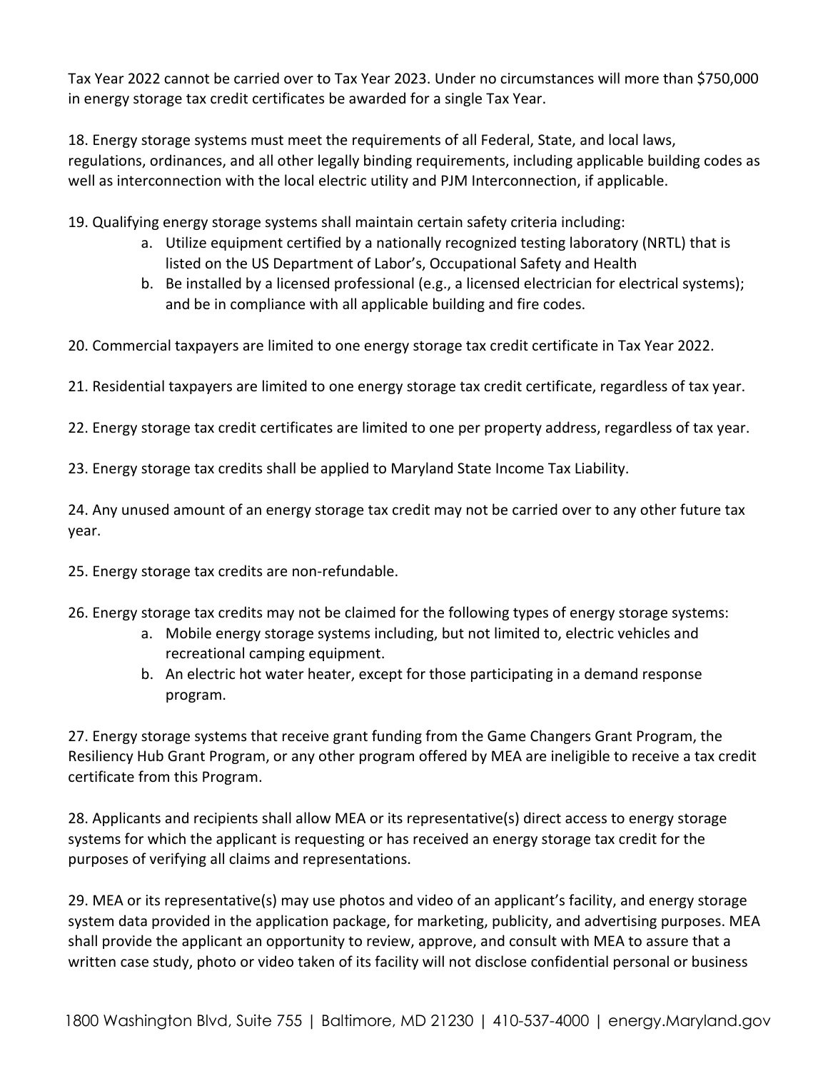Tax Year 2022 cannot be carried over to Tax Year 2023. Under no circumstances will more than $750,000 in energy storage tax credit certificates be awarded for a single Tax Year.

18. Energy storage systems must meet the requirements of all Federal, State, and local laws, regulations, ordinances, and all other legally binding requirements, including applicable building codes as well as interconnection with the local electric utility and PJM Interconnection, if applicable.

19. Qualifying energy storage systems shall maintain certain safety criteria including:
    a. Utilize equipment certified by a nationally recognized testing laboratory (NRTL) that is listed on the US Department of Labor's, Occupational Safety and Health
    b. Be installed by a licensed professional (e.g., a licensed electrician for electrical systems); and be in compliance with all applicable building and fire codes.

20. Commercial taxpayers are limited to one energy storage tax credit certificate in Tax Year 2022.

21. Residential taxpayers are limited to one energy storage tax credit certificate, regardless of tax year.

22. Energy storage tax credit certificates are limited to one per property address, regardless of tax year.

23. Energy storage tax credits shall be applied to Maryland State Income Tax Liability.

24. Any unused amount of an energy storage tax credit may not be carried over to any other future tax year.

25. Energy storage tax credits are non-refundable.

26. Energy storage tax credits may not be claimed for the following types of energy storage systems:
    a. Mobile energy storage systems including, but not limited to, electric vehicles and recreational camping equipment.
    b. An electric hot water heater, except for those participating in a demand response program.

27. Energy storage systems that receive grant funding from the Game Changers Grant Program, the Resiliency Hub Grant Program, or any other program offered by MEA are ineligible to receive a tax credit certificate from this Program.

28. Applicants and recipients shall allow MEA or its representative(s) direct access to energy storage systems for which the applicant is requesting or has received an energy storage tax credit for the purposes of verifying all claims and representations.

29. MEA or its representative(s) may use photos and video of an applicant's facility, and energy storage system data provided in the application package, for marketing, publicity, and advertising purposes. MEA shall provide the applicant an opportunity to review, approve, and consult with MEA to assure that a written case study, photo or video taken of its facility will not disclose confidential personal or business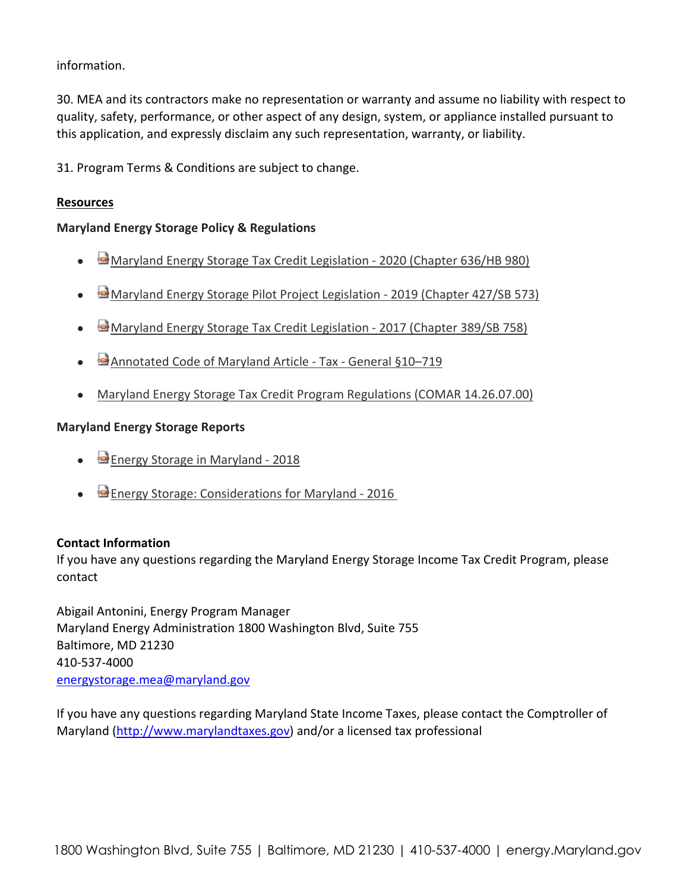information.

30. MEA and its contractors make no representation or warranty and assume no liability with respect to quality, safety, performance, or other aspect of any design, system, or appliance installed pursuant to this application, and expressly disclaim any such representation, warranty, or liability.

31. Program Terms & Conditions are subject to change.

**Resources**

**Maryland Energy Storage Policy & Regulations**

- Maryland Energy Storage Tax Credit Legislation - 2020 (Chapter 636/HB 980)
- Maryland Energy Storage Pilot Project Legislation - 2019 (Chapter 427/SB 573)
- Maryland Energy Storage Tax Credit Legislation - 2017 (Chapter 389/SB 758)
- Annotated Code of Maryland Article - Tax - General §10–719
- Maryland Energy Storage Tax Credit Program Regulations (COMAR 14.26.07.00)

**Maryland Energy Storage Reports**

- Energy Storage in Maryland - 2018
- Energy Storage: Considerations for Maryland - 2016

**Contact Information**

If you have any questions regarding the Maryland Energy Storage Income Tax Credit Program, please contact

Abigail Antonini, Energy Program Manager
Maryland Energy Administration 1800 Washington Blvd, Suite 755
Baltimore, MD 21230
410-537-4000
energystorage.mea@maryland.gov

If you have any questions regarding Maryland State Income Taxes, please contact the Comptroller of Maryland (http://www.marylandtaxes.gov) and/or a licensed tax professional